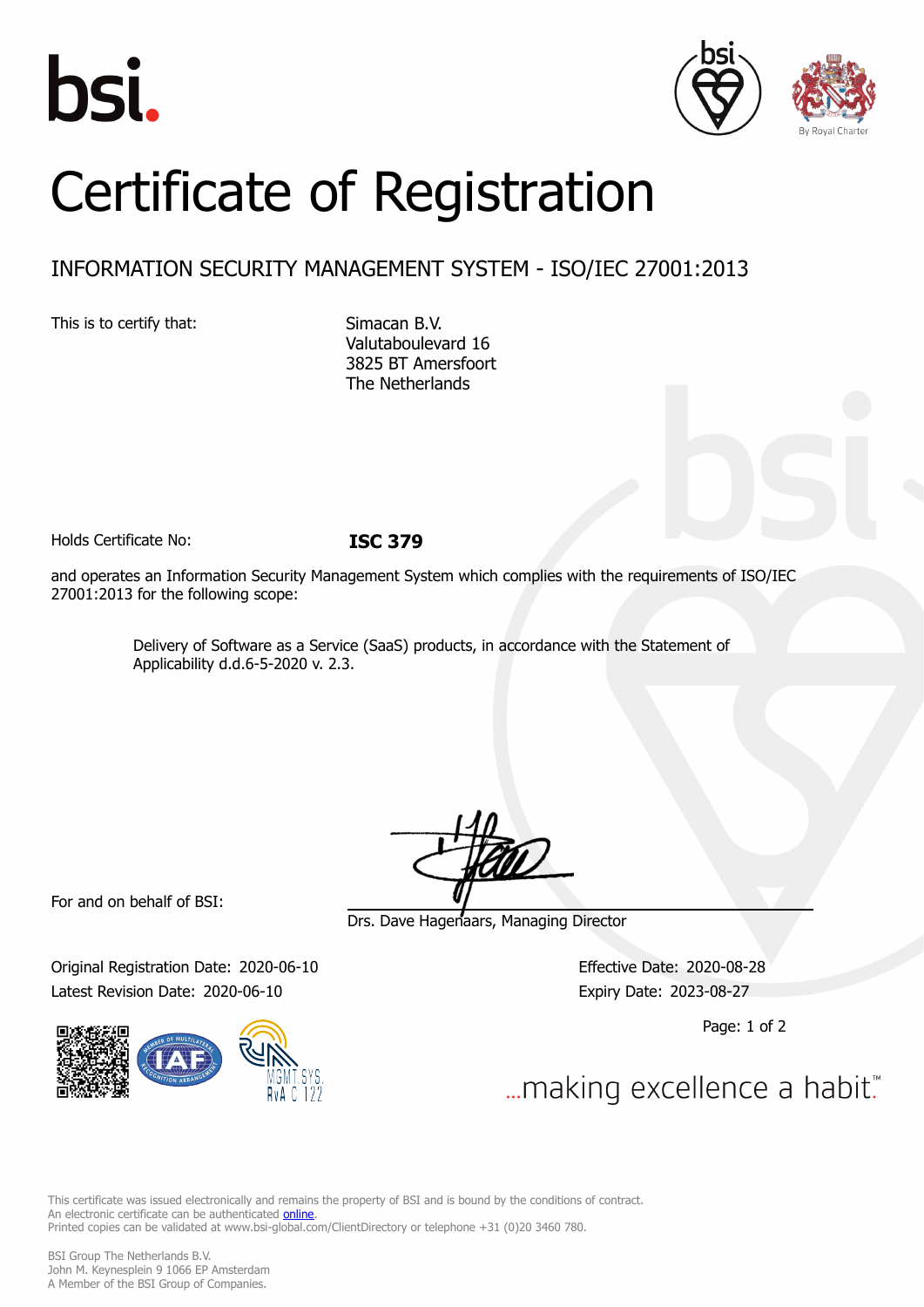bsi.

# Certificate of Registration

## INFORMATION SECURITY MANAGEMENT SYSTEM - ISO/IEC 27001:2013

This is to certify that:

Simacan B.V.
Valutaboulevard 16
3825 BT Amersfoort
The Netherlands

Holds Certificate No: **ISC 379**

and operates an Information Security Management System which complies with the requirements of ISO/IEC 27001:2013 for the following scope:

> Delivery of Software as a Service (SaaS) products, in accordance with the Statement of Applicability d.d.6-5-2020 v. 2.3.

For and on behalf of BSI:

Drs. Dave Hagenaars, Managing Director

Original Registration Date: 2020-06-10
Latest Revision Date: 2020-06-10

Effective Date: 2020-08-28
Expiry Date: 2023-08-27

...making excellence a habit.™

This certificate was issued electronically and remains the property of BSI and is bound by the conditions of contract.
An electronic certificate can be authenticated online.
Printed copies can be validated at www.bsi-global.com/ClientDirectory or telephone +31 (0)20 3460 780.

BSI Group The Netherlands B.V.
John M. Keynesplein 9 1066 EP Amsterdam
A Member of the BSI Group of Companies.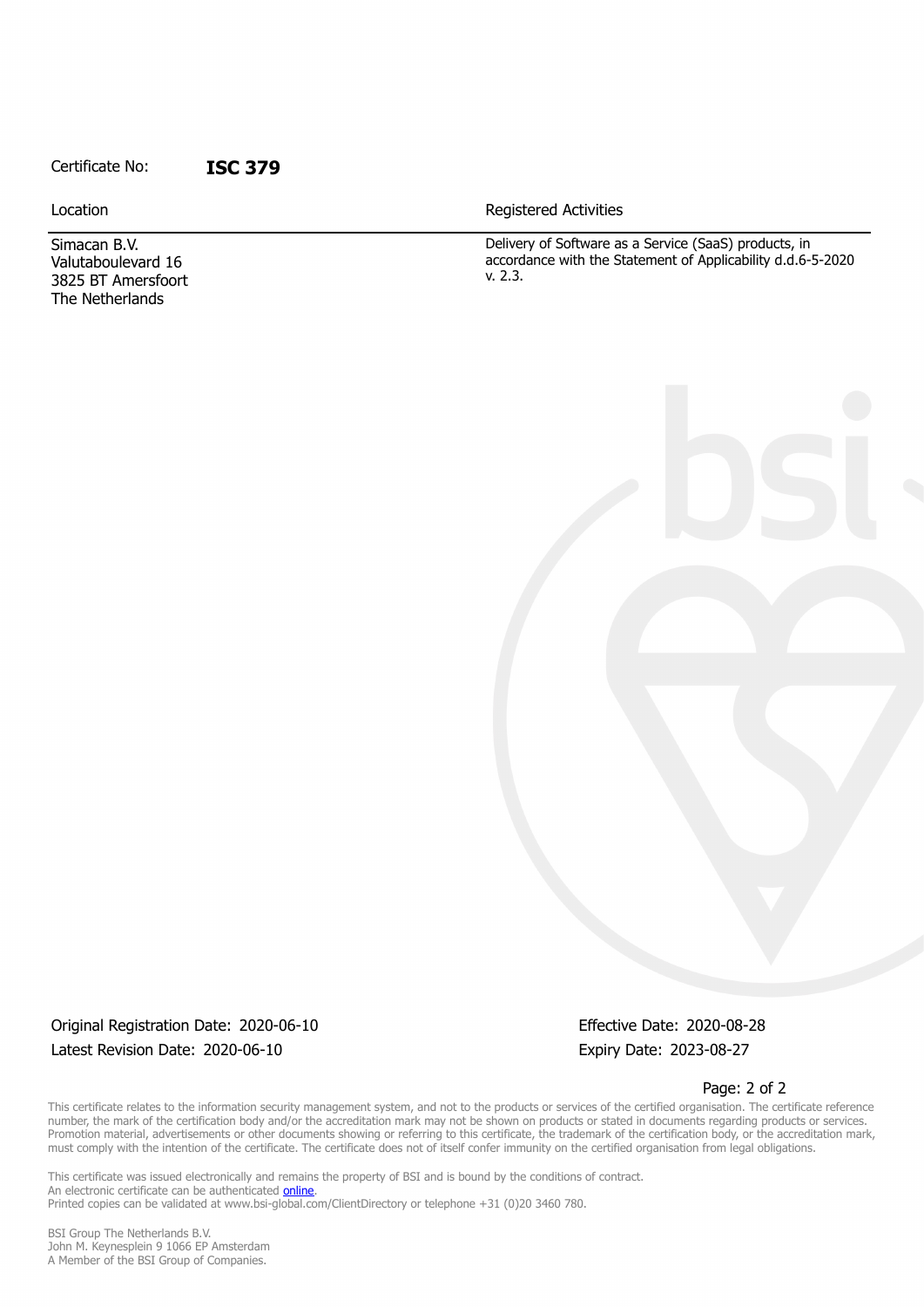Certificate No: **ISC 379**

| Location | Registered Activities |
| --- | --- |
| Simacan B.V.<br>Valutaboulevard 16<br>3825 BT Amersfoort<br>The Netherlands | Delivery of Software as a Service (SaaS) products, in accordance with the Statement of Applicability d.d.6-5-2020 v. 2.3. |

Original Registration Date: 2020-06-10

Latest Revision Date: 2020-06-10

Effective Date: 2020-08-28

Expiry Date: 2023-08-27

This certificate relates to the information security management system, and not to the products or services of the certified organisation. The certificate reference number, the mark of the certification body and/or the accreditation mark may not be shown on products or stated in documents regarding products or services. Promotion material, advertisements or other documents showing or referring to this certificate, the trademark of the certification body, or the accreditation mark, must comply with the intention of the certificate. The certificate does not of itself confer immunity on the certified organisation from legal obligations.

This certificate was issued electronically and remains the property of BSI and is bound by the conditions of contract.
An electronic certificate can be authenticated online.
Printed copies can be validated at www.bsi-global.com/ClientDirectory or telephone +31 (0)20 3460 780.

BSI Group The Netherlands B.V.
John M. Keynesplein 9 1066 EP Amsterdam
A Member of the BSI Group of Companies.